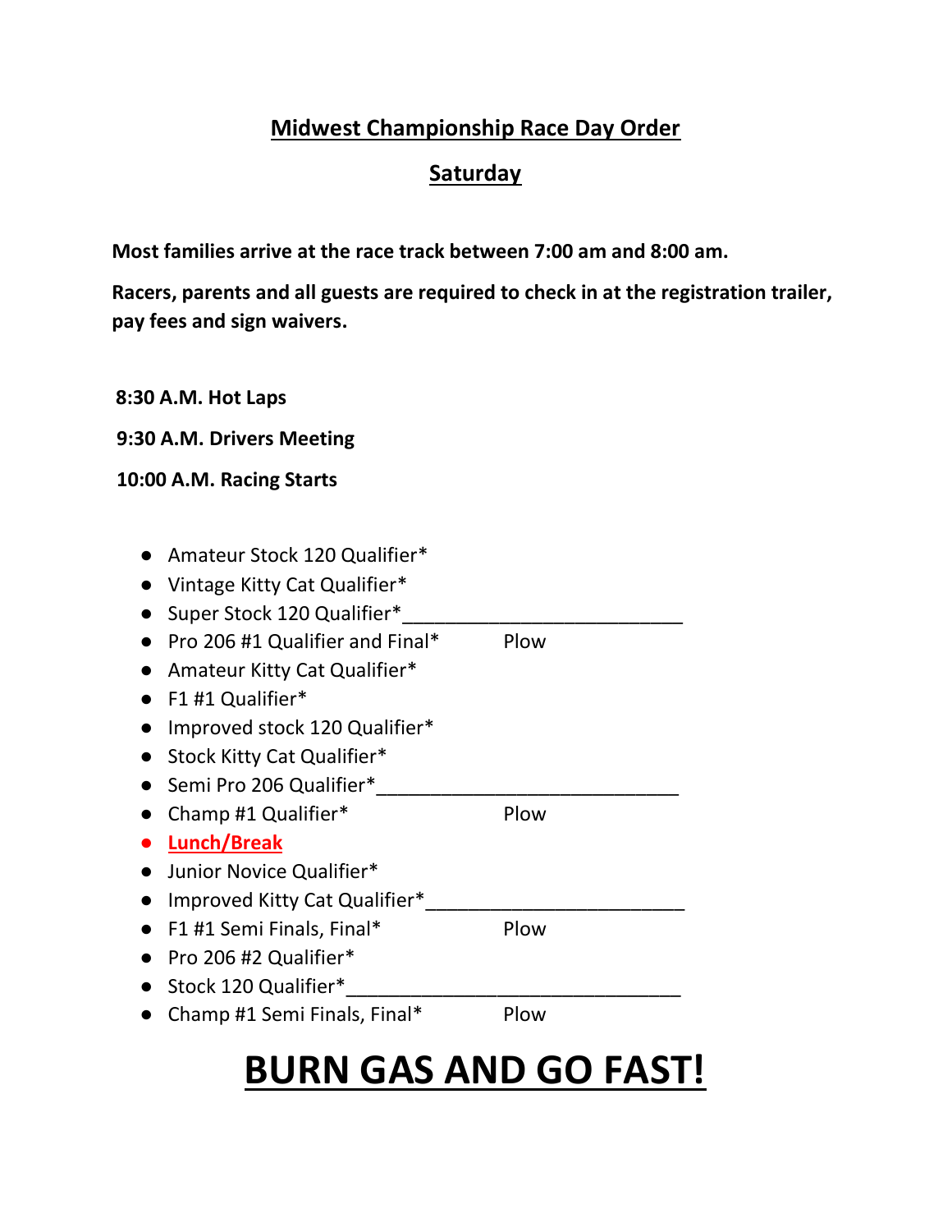# Midwest Championship Race Day Order

## Saturday

**Most families arrive at the race track between 7:00 am and 8:00 am.**

**Racers, parents and all guests are required to check in at the registration trailer, pay fees and sign waivers.**

**8:30 A.M. Hot Laps**

**9:30 A.M. Drivers Meeting**

**10:00 A.M. Racing Starts**

- Amateur Stock 120 Qualifier*
- Vintage Kitty Cat Qualifier*
- Super Stock 120 Qualifier*___________________________
- Pro 206 #1 Qualifier and Final* Plow
- Amateur Kitty Cat Qualifier*
- F1 #1 Qualifier*
- Improved stock 120 Qualifier*
- Stock Kitty Cat Qualifier*
- Semi Pro 206 Qualifier*______________________________
- Champ #1 Qualifier* Plow
- **Lunch/Break**
- Junior Novice Qualifier*
- Improved Kitty Cat Qualifier*_________________________
- F1 #1 Semi Finals, Final* Plow
- Pro 206 #2 Qualifier*
- Stock 120 Qualifier*________________________________
- Champ #1 Semi Finals, Final* Plow

# BURN GAS AND GO FAST!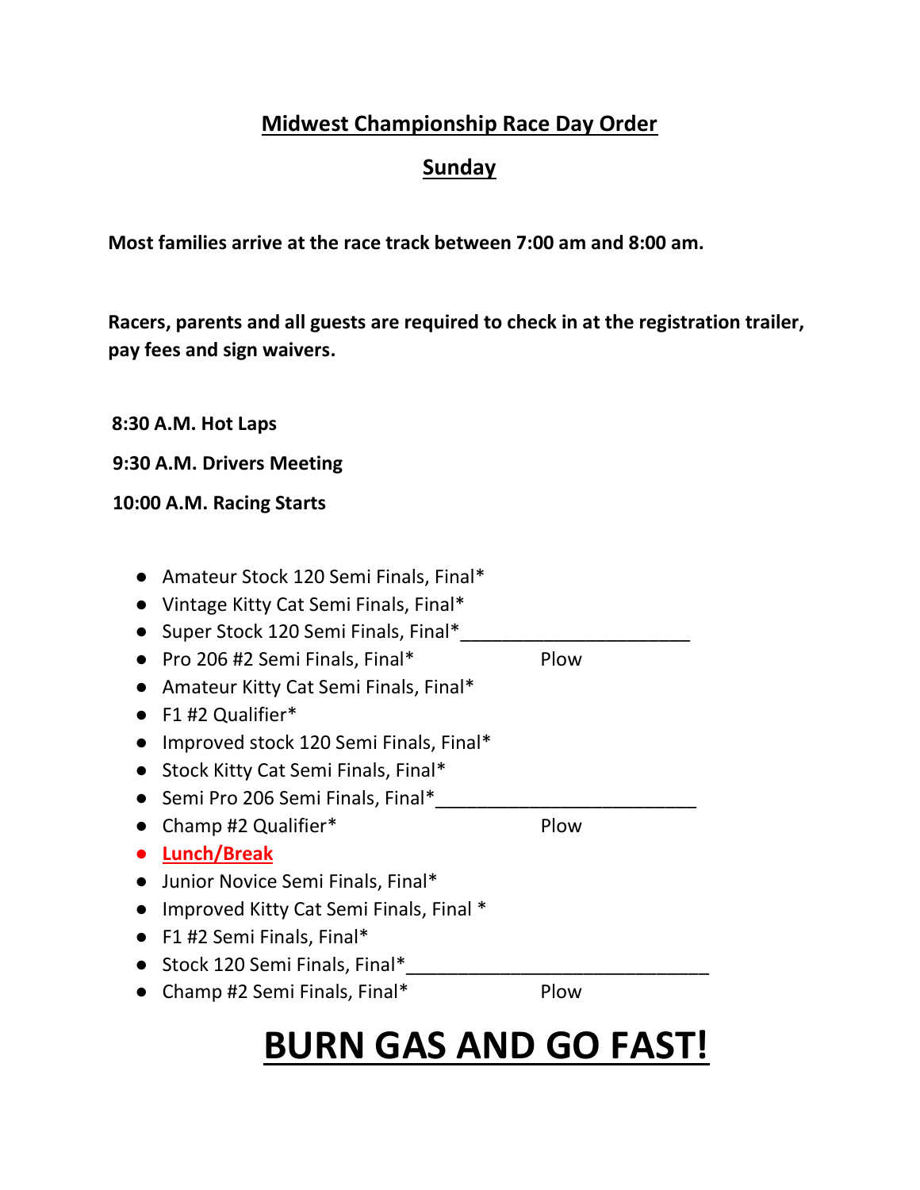## Midwest Championship Race Day Order

## Sunday

**Most families arrive at the race track between 7:00 am and 8:00 am.**

**Racers, parents and all guests are required to check in at the registration trailer, pay fees and sign waivers.**

**8:30 A.M. Hot Laps**

**9:30 A.M. Drivers Meeting**

**10:00 A.M. Racing Starts**

- Amateur Stock 120 Semi Finals, Final*
- Vintage Kitty Cat Semi Finals, Final*
- Super Stock 120 Semi Finals, Final*______________________
- Pro 206 #2 Semi Finals, Final* Plow
- Amateur Kitty Cat Semi Finals, Final*
- F1 #2 Qualifier*
- Improved stock 120 Semi Finals, Final*
- Stock Kitty Cat Semi Finals, Final*
- Semi Pro 206 Semi Finals, Final*_________________________
- Champ #2 Qualifier* Plow
- **Lunch/Break**
- Junior Novice Semi Finals, Final*
- Improved Kitty Cat Semi Finals, Final *
- F1 #2 Semi Finals, Final*
- Stock 120 Semi Finals, Final*_____________________________
- Champ #2 Semi Finals, Final* Plow

# BURN GAS AND GO FAST!